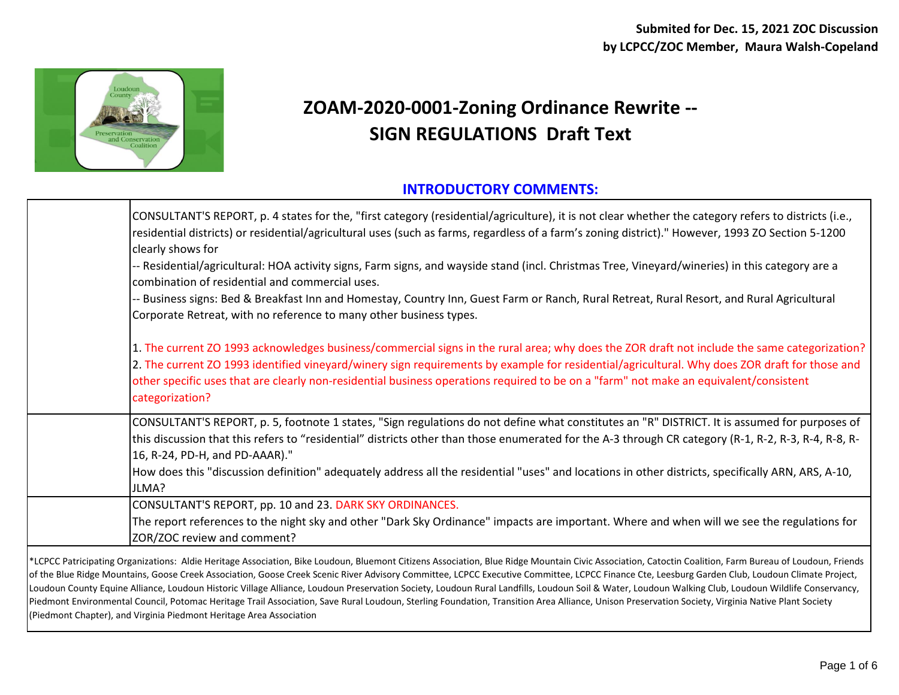**Submited for Dec. 15, 2021 ZOC Discussion**
**by LCPCC/ZOC Member, Maura Walsh-Copeland**

# ZOAM-2020-0001-Zoning Ordinance Rewrite -- SIGN REGULATIONS Draft Text

## INTRODUCTORY COMMENTS:

| | |
|---|---|
| | CONSULTANT'S REPORT, p. 4 states for the, "first category (residential/agriculture), it is not clear whether the category refers to districts (i.e., residential districts) or residential/agricultural uses (such as farms, regardless of a farm's zoning district)." However, 1993 ZO Section 5-1200 clearly shows for<br>-- Residential/agricultural: HOA activity signs, Farm signs, and wayside stand (incl. Christmas Tree, Vineyard/wineries) in this category are a combination of residential and commercial uses.<br>-- Business signs: Bed & Breakfast Inn and Homestay, Country Inn, Guest Farm or Ranch, Rural Retreat, Rural Resort, and Rural Agricultural Corporate Retreat, with no reference to many other business types.<br><br>1. The current ZO 1993 acknowledges business/commercial signs in the rural area; why does the ZOR draft not include the same categorization?<br>2. The current ZO 1993 identified vineyard/winery sign requirements by example for residential/agricultural. Why does ZOR draft for those and other specific uses that are clearly non-residential business operations required to be on a "farm" not make an equivalent/consistent categorization? |
| | CONSULTANT'S REPORT, p. 5, footnote 1 states, "Sign regulations do not define what constitutes an "R" DISTRICT. It is assumed for purposes of this discussion that this refers to "residential" districts other than those enumerated for the A-3 through CR category (R-1, R-2, R-3, R-4, R-8, R-16, R-24, PD-H, and PD-AAAR)."<br>How does this "discussion definition" adequately address all the residential "uses" and locations in other districts, specifically ARN, ARS, A-10, JLMA? |
| | CONSULTANT'S REPORT, pp. 10 and 23. DARK SKY ORDINANCES.<br>The report references to the night sky and other "Dark Sky Ordinance" impacts are important. Where and when will we see the regulations for ZOR/ZOC review and comment? |

*LCPCC Patricipating Organizations: Aldie Heritage Association, Bike Loudoun, Bluemont Citizens Association, Blue Ridge Mountain Civic Association, Catoctin Coalition, Farm Bureau of Loudoun, Friends of the Blue Ridge Mountains, Goose Creek Association, Goose Creek Scenic River Advisory Committee, LCPCC Executive Committee, LCPCC Finance Cte, Leesburg Garden Club, Loudoun Climate Project, Loudoun County Equine Alliance, Loudoun Historic Village Alliance, Loudoun Preservation Society, Loudoun Rural Landfills, Loudoun Soil & Water, Loudoun Walking Club, Loudoun Wildlife Conservancy, Piedmont Environmental Council, Potomac Heritage Trail Association, Save Rural Loudoun, Sterling Foundation, Transition Area Alliance, Unison Preservation Society, Virginia Native Plant Society (Piedmont Chapter), and Virginia Piedmont Heritage Area Association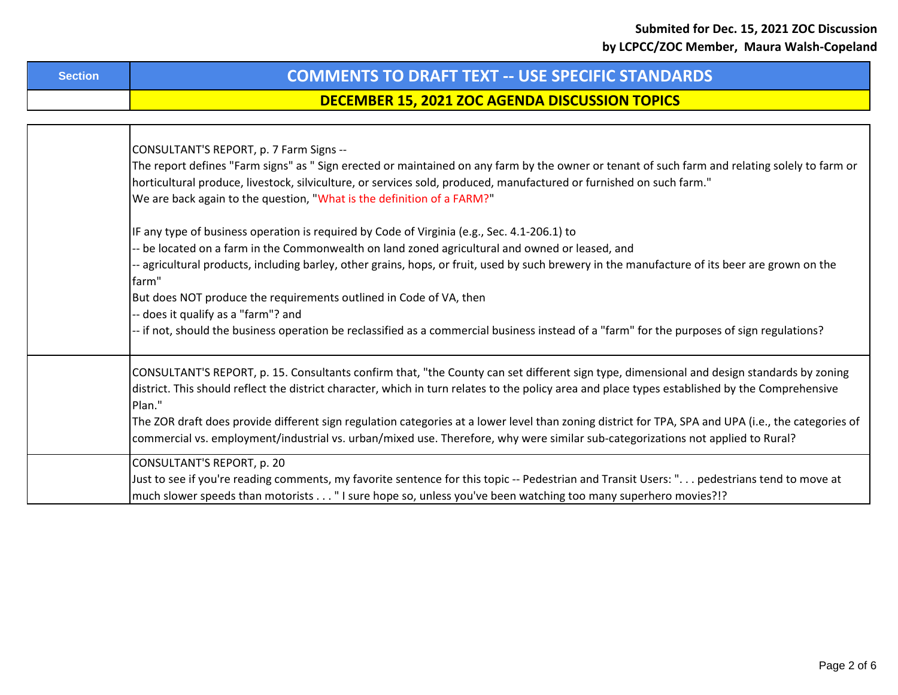**Submited for Dec. 15, 2021 ZOC Discussion**
**by LCPCC/ZOC Member, Maura Walsh-Copeland**

| Section | COMMENTS TO DRAFT TEXT -- USE SPECIFIC STANDARDS |
|---|---|
| | **DECEMBER 15, 2021 ZOC AGENDA DISCUSSION TOPICS** |
| | CONSULTANT'S REPORT, p. 7 Farm Signs --<br>The report defines "Farm signs" as " Sign erected or maintained on any farm by the owner or tenant of such farm and relating solely to farm or horticultural produce, livestock, silviculture, or services sold, produced, manufactured or furnished on such farm."<br>We are back again to the question, "What is the definition of a FARM?"<br><br>IF any type of business operation is required by Code of Virginia (e.g., Sec. 4.1-206.1) to<br>-- be located on a farm in the Commonwealth on land zoned agricultural and owned or leased, and<br>-- agricultural products, including barley, other grains, hops, or fruit, used by such brewery in the manufacture of its beer are grown on the farm"<br>But does NOT produce the requirements outlined in Code of VA, then<br>-- does it qualify as a "farm"? and<br>-- if not, should the business operation be reclassified as a commercial business instead of a "farm" for the purposes of sign regulations? |
| | CONSULTANT'S REPORT, p. 15. Consultants confirm that, "the County can set different sign type, dimensional and design standards by zoning district. This should reflect the district character, which in turn relates to the policy area and place types established by the Comprehensive Plan."<br>The ZOR draft does provide different sign regulation categories at a lower level than zoning district for TPA, SPA and UPA (i.e., the categories of commercial vs. employment/industrial vs. urban/mixed use. Therefore, why were similar sub-categorizations not applied to Rural? |
| | CONSULTANT'S REPORT, p. 20<br>Just to see if you're reading comments, my favorite sentence for this topic -- Pedestrian and Transit Users: ". . . pedestrians tend to move at much slower speeds than motorists . . . " I sure hope so, unless you've been watching too many superhero movies?!? |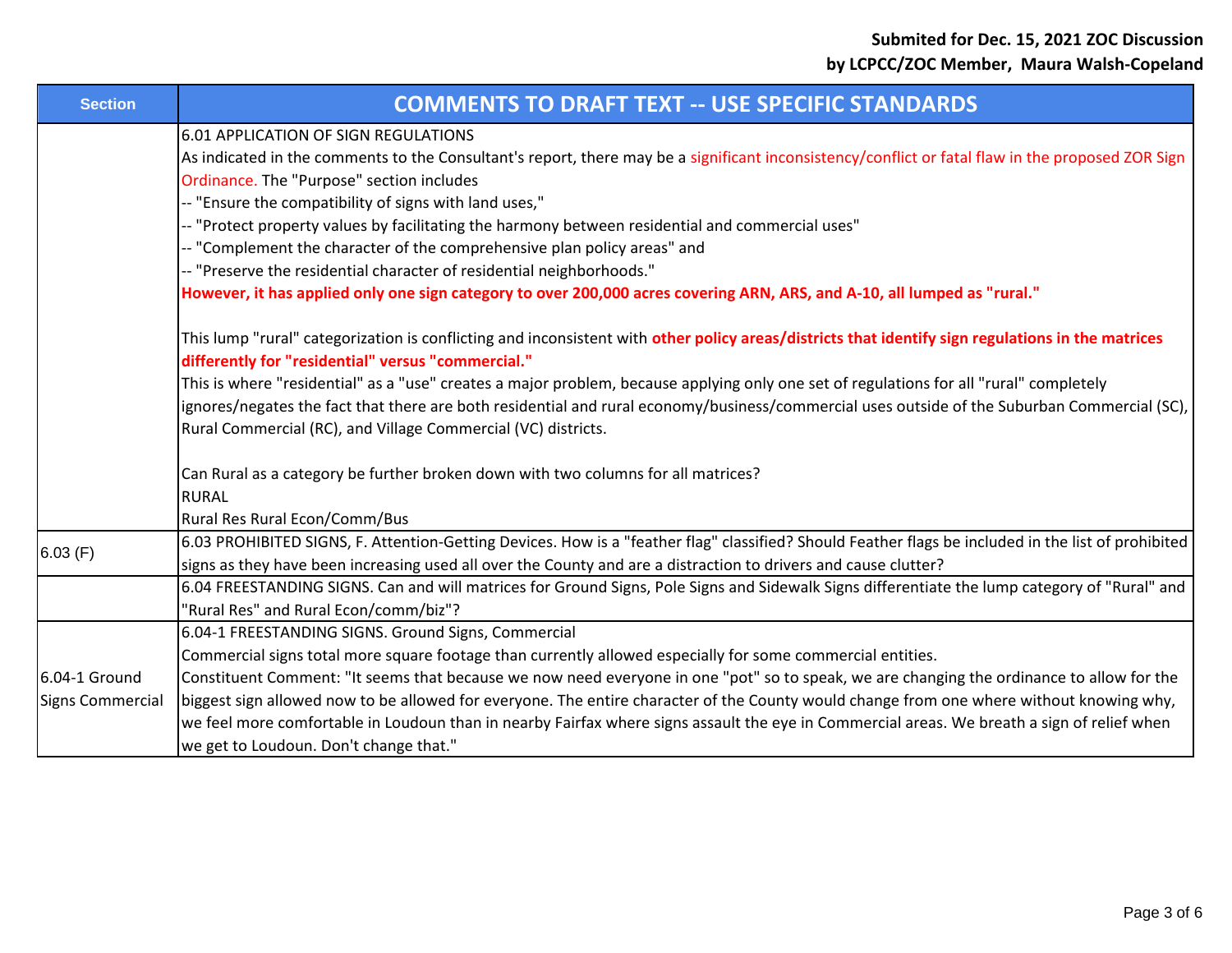Submited for Dec. 15, 2021 ZOC Discussion
by LCPCC/ZOC Member, Maura Walsh-Copeland

| Section | COMMENTS TO DRAFT TEXT -- USE SPECIFIC STANDARDS |
|---|---|
| | 6.01 APPLICATION OF SIGN REGULATIONS<br>As indicated in the comments to the Consultant's report, there may be a significant inconsistency/conflict or fatal flaw in the proposed ZOR Sign Ordinance. The "Purpose" section includes<br>-- "Ensure the compatibility of signs with land uses,"<br>-- "Protect property values by facilitating the harmony between residential and commercial uses"<br>-- "Complement the character of the comprehensive plan policy areas" and<br>-- "Preserve the residential character of residential neighborhoods."<br>**However, it has applied only one sign category to over 200,000 acres covering ARN, ARS, and A-10, all lumped as "rural."**<br><br>This lump "rural" categorization is conflicting and inconsistent with **other policy areas/districts that identify sign regulations in the matrices differently for "residential" versus "commercial."**<br>This is where "residential" as a "use" creates a major problem, because applying only one set of regulations for all "rural" completely ignores/negates the fact that there are both residential and rural economy/business/commercial uses outside of the Suburban Commercial (SC), Rural Commercial (RC), and Village Commercial (VC) districts.<br><br>Can Rural as a category be further broken down with two columns for all matrices?<br>RURAL<br>Rural Res Rural Econ/Comm/Bus |
| 6.03 (F) | 6.03 PROHIBITED SIGNS, F. Attention-Getting Devices. How is a "feather flag" classified? Should Feather flags be included in the list of prohibited signs as they have been increasing used all over the County and are a distraction to drivers and cause clutter? |
| | 6.04 FREESTANDING SIGNS. Can and will matrices for Ground Signs, Pole Signs and Sidewalk Signs differentiate the lump category of "Rural" and "Rural Res" and Rural Econ/comm/biz"? |
| 6.04-1 Ground Signs Commercial | 6.04-1 FREESTANDING SIGNS. Ground Signs, Commercial<br>Commercial signs total more square footage than currently allowed especially for some commercial entities.<br>Constituent Comment: "It seems that because we now need everyone in one "pot" so to speak, we are changing the ordinance to allow for the biggest sign allowed now to be allowed for everyone. The entire character of the County would change from one where without knowing why, we feel more comfortable in Loudoun than in nearby Fairfax where signs assault the eye in Commercial areas. We breath a sign of relief when we get to Loudoun. Don't change that." |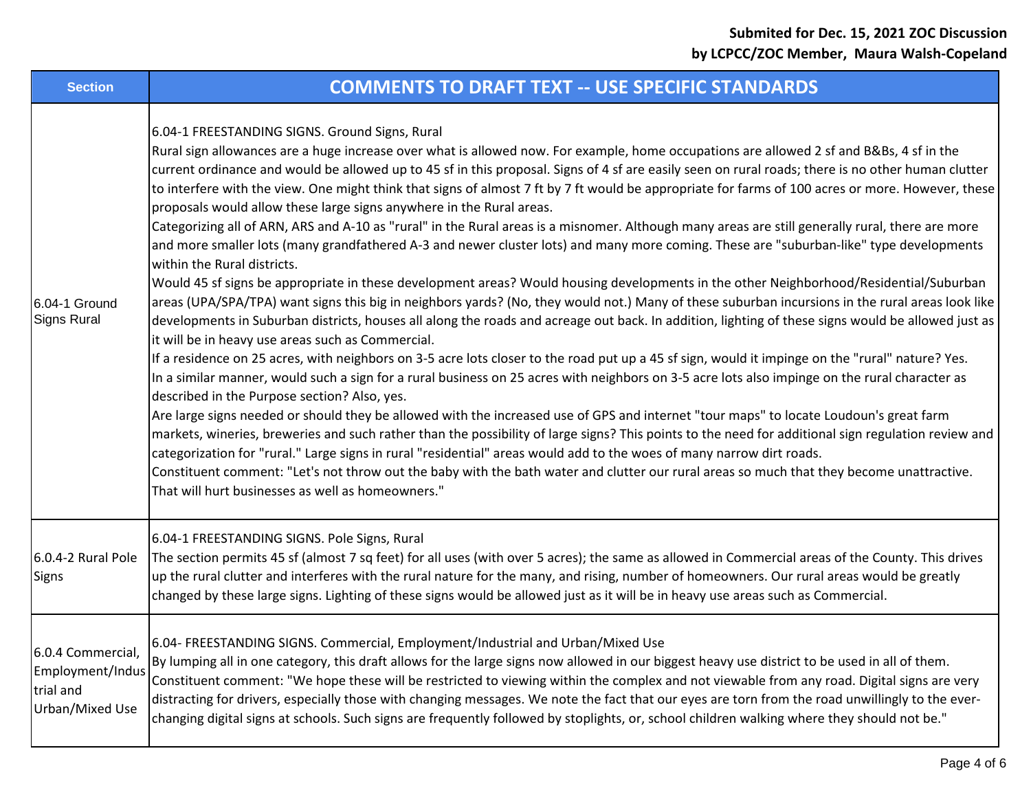**Submited for Dec. 15, 2021 ZOC Discussion**
**by LCPCC/ZOC Member, Maura Walsh-Copeland**

| Section | COMMENTS TO DRAFT TEXT -- USE SPECIFIC STANDARDS |
|---|---|
| 6.04-1 Ground Signs Rural | 6.04-1 FREESTANDING SIGNS. Ground Signs, Rural<br>Rural sign allowances are a huge increase over what is allowed now. For example, home occupations are allowed 2 sf and B&Bs, 4 sf in the current ordinance and would be allowed up to 45 sf in this proposal. Signs of 4 sf are easily seen on rural roads; there is no other human clutter to interfere with the view. One might think that signs of almost 7 ft by 7 ft would be appropriate for farms of 100 acres or more. However, these proposals would allow these large signs anywhere in the Rural areas.<br>Categorizing all of ARN, ARS and A-10 as "rural" in the Rural areas is a misnomer. Although many areas are still generally rural, there are more and more smaller lots (many grandfathered A-3 and newer cluster lots) and many more coming. These are "suburban-like" type developments within the Rural districts.<br>Would 45 sf signs be appropriate in these development areas? Would housing developments in the other Neighborhood/Residential/Suburban areas (UPA/SPA/TPA) want signs this big in neighbors yards? (No, they would not.) Many of these suburban incursions in the rural areas look like developments in Suburban districts, houses all along the roads and acreage out back. In addition, lighting of these signs would be allowed just as it will be in heavy use areas such as Commercial.<br>If a residence on 25 acres, with neighbors on 3-5 acre lots closer to the road put up a 45 sf sign, would it impinge on the "rural" nature? Yes.<br>In a similar manner, would such a sign for a rural business on 25 acres with neighbors on 3-5 acre lots also impinge on the rural character as described in the Purpose section? Also, yes.<br>Are large signs needed or should they be allowed with the increased use of GPS and internet "tour maps" to locate Loudoun's great farm markets, wineries, breweries and such rather than the possibility of large signs? This points to the need for additional sign regulation review and categorization for "rural." Large signs in rural "residential" areas would add to the woes of many narrow dirt roads.<br>Constituent comment: "Let's not throw out the baby with the bath water and clutter our rural areas so much that they become unattractive. That will hurt businesses as well as homeowners." |
| 6.0.4-2 Rural Pole Signs | 6.04-1 FREESTANDING SIGNS. Pole Signs, Rural<br>The section permits 45 sf (almost 7 sq feet) for all uses (with over 5 acres); the same as allowed in Commercial areas of the County. This drives up the rural clutter and interferes with the rural nature for the many, and rising, number of homeowners. Our rural areas would be greatly changed by these large signs. Lighting of these signs would be allowed just as it will be in heavy use areas such as Commercial. |
| 6.0.4 Commercial, Employment/Industrial and Urban/Mixed Use | 6.04- FREESTANDING SIGNS. Commercial, Employment/Industrial and Urban/Mixed Use<br>By lumping all in one category, this draft allows for the large signs now allowed in our biggest heavy use district to be used in all of them.<br>Constituent comment: "We hope these will be restricted to viewing within the complex and not viewable from any road. Digital signs are very distracting for drivers, especially those with changing messages. We note the fact that our eyes are torn from the road unwillingly to the ever-changing digital signs at schools. Such signs are frequently followed by stoplights, or, school children walking where they should not be." |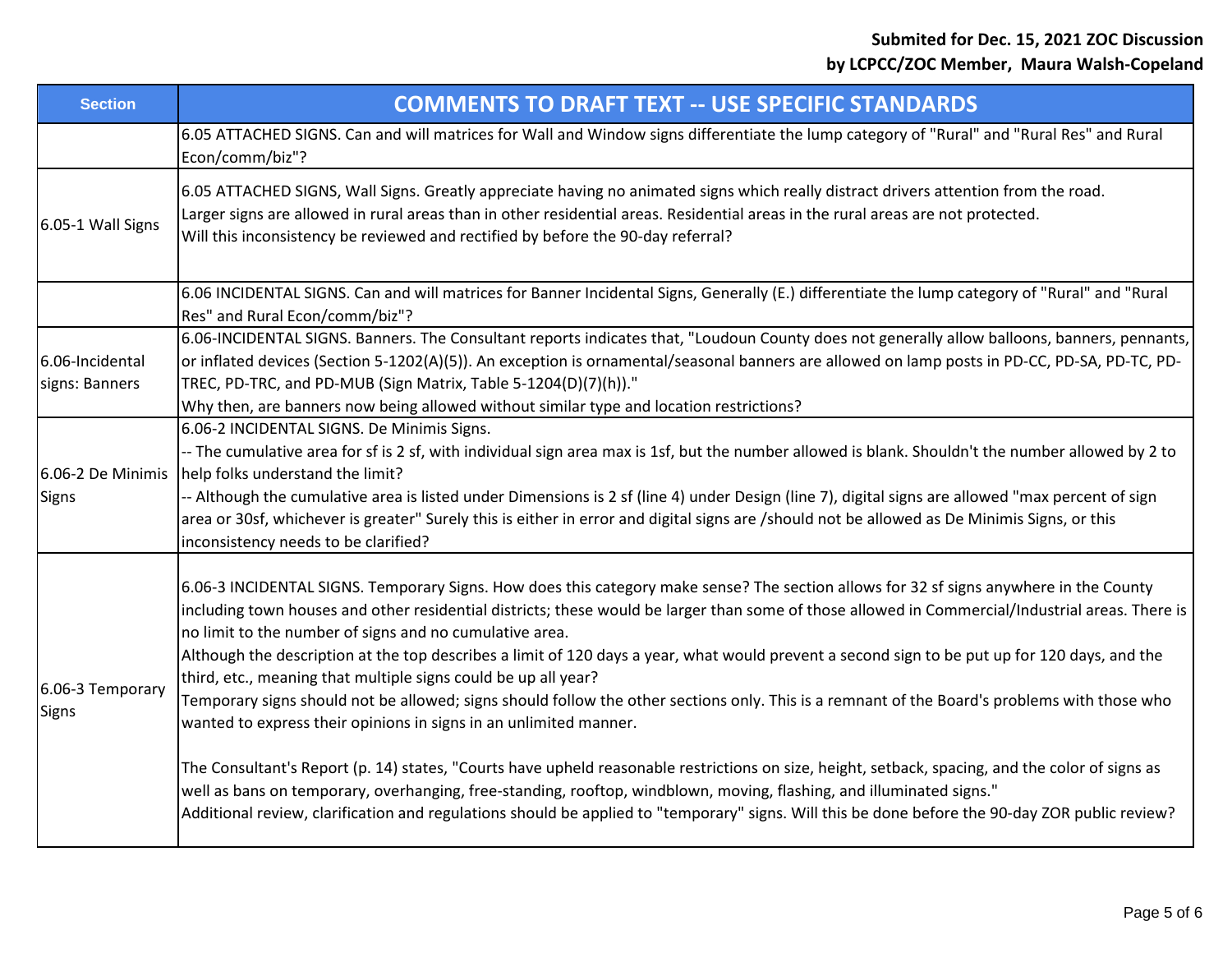Submited for Dec. 15, 2021 ZOC Discussion
by LCPCC/ZOC Member, Maura Walsh-Copeland

| Section | COMMENTS TO DRAFT TEXT -- USE SPECIFIC STANDARDS |
|---|---|
| | 6.05 ATTACHED SIGNS. Can and will matrices for Wall and Window signs differentiate the lump category of "Rural" and "Rural Res" and Rural Econ/comm/biz"? |
| 6.05-1 Wall Signs | 6.05 ATTACHED SIGNS, Wall Signs. Greatly appreciate having no animated signs which really distract drivers attention from the road.<br>Larger signs are allowed in rural areas than in other residential areas. Residential areas in the rural areas are not protected.<br>Will this inconsistency be reviewed and rectified by before the 90-day referral? |
| | 6.06 INCIDENTAL SIGNS. Can and will matrices for Banner Incidental Signs, Generally (E.) differentiate the lump category of "Rural" and "Rural Res" and Rural Econ/comm/biz"? |
| 6.06-Incidental signs: Banners | 6.06-INCIDENTAL SIGNS. Banners. The Consultant reports indicates that, "Loudoun County does not generally allow balloons, banners, pennants, or inflated devices (Section 5-1202(A)(5)). An exception is ornamental/seasonal banners are allowed on lamp posts in PD-CC, PD-SA, PD-TC, PD-TREC, PD-TRC, and PD-MUB (Sign Matrix, Table 5-1204(D)(7)(h))."<br>Why then, are banners now being allowed without similar type and location restrictions? |
| 6.06-2 De Minimis Signs | 6.06-2 INCIDENTAL SIGNS. De Minimis Signs.<br>-- The cumulative area for sf is 2 sf, with individual sign area max is 1sf, but the number allowed is blank. Shouldn't the number allowed by 2 to help folks understand the limit?<br>-- Although the cumulative area is listed under Dimensions is 2 sf (line 4) under Design (line 7), digital signs are allowed "max percent of sign area or 30sf, whichever is greater" Surely this is either in error and digital signs are /should not be allowed as De Minimis Signs, or this inconsistency needs to be clarified? |
| 6.06-3 Temporary Signs | 6.06-3 INCIDENTAL SIGNS. Temporary Signs. How does this category make sense? The section allows for 32 sf signs anywhere in the County including town houses and other residential districts; these would be larger than some of those allowed in Commercial/Industrial areas. There is no limit to the number of signs and no cumulative area.<br>Although the description at the top describes a limit of 120 days a year, what would prevent a second sign to be put up for 120 days, and the third, etc., meaning that multiple signs could be up all year?<br>Temporary signs should not be allowed; signs should follow the other sections only. This is a remnant of the Board's problems with those who wanted to express their opinions in signs in an unlimited manner.<br><br>The Consultant's Report (p. 14) states, "Courts have upheld reasonable restrictions on size, height, setback, spacing, and the color of signs as well as bans on temporary, overhanging, free-standing, rooftop, windblown, moving, flashing, and illuminated signs."<br>Additional review, clarification and regulations should be applied to "temporary" signs. Will this be done before the 90-day ZOR public review? |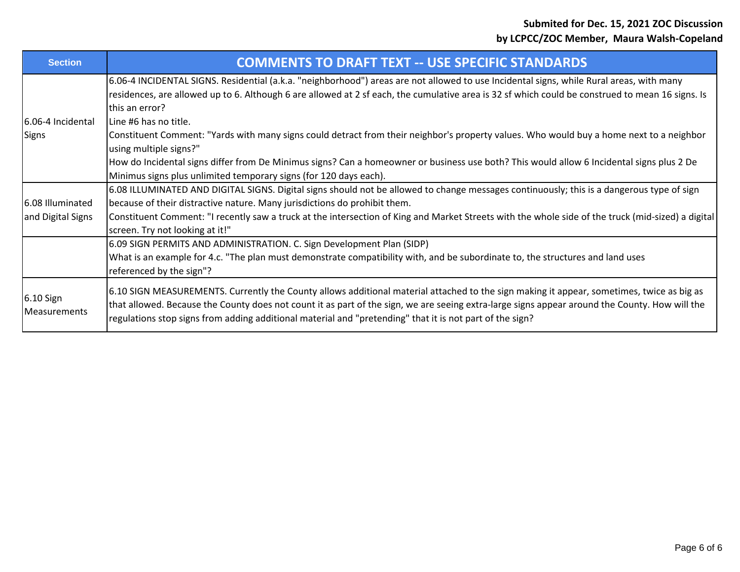**Submited for Dec. 15, 2021 ZOC Discussion**
**by LCPCC/ZOC Member, Maura Walsh-Copeland**

| Section | COMMENTS TO DRAFT TEXT -- USE SPECIFIC STANDARDS |
|---|---|
| 6.06-4 Incidental Signs | 6.06-4 INCIDENTAL SIGNS. Residential (a.k.a. "neighborhood") areas are not allowed to use Incidental signs, while Rural areas, with many residences, are allowed up to 6. Although 6 are allowed at 2 sf each, the cumulative area is 32 sf which could be construed to mean 16 signs. Is this an error?<br>Line #6 has no title.<br>Constituent Comment: "Yards with many signs could detract from their neighbor's property values. Who would buy a home next to a neighbor using multiple signs?"<br>How do Incidental signs differ from De Minimus signs? Can a homeowner or business use both? This would allow 6 Incidental signs plus 2 De Minimus signs plus unlimited temporary signs (for 120 days each). |
| 6.08 Illuminated and Digital Signs | 6.08 ILLUMINATED AND DIGITAL SIGNS. Digital signs should not be allowed to change messages continuously; this is a dangerous type of sign because of their distractive nature. Many jurisdictions do prohibit them.<br>Constituent Comment: "I recently saw a truck at the intersection of King and Market Streets with the whole side of the truck (mid-sized) a digital screen. Try not looking at it!" |
| | 6.09 SIGN PERMITS AND ADMINISTRATION. C. Sign Development Plan (SIDP)<br>What is an example for 4.c. "The plan must demonstrate compatibility with, and be subordinate to, the structures and land uses referenced by the sign"? |
| 6.10 Sign Measurements | 6.10 SIGN MEASUREMENTS. Currently the County allows additional material attached to the sign making it appear, sometimes, twice as big as that allowed. Because the County does not count it as part of the sign, we are seeing extra-large signs appear around the County. How will the regulations stop signs from adding additional material and "pretending" that it is not part of the sign? |